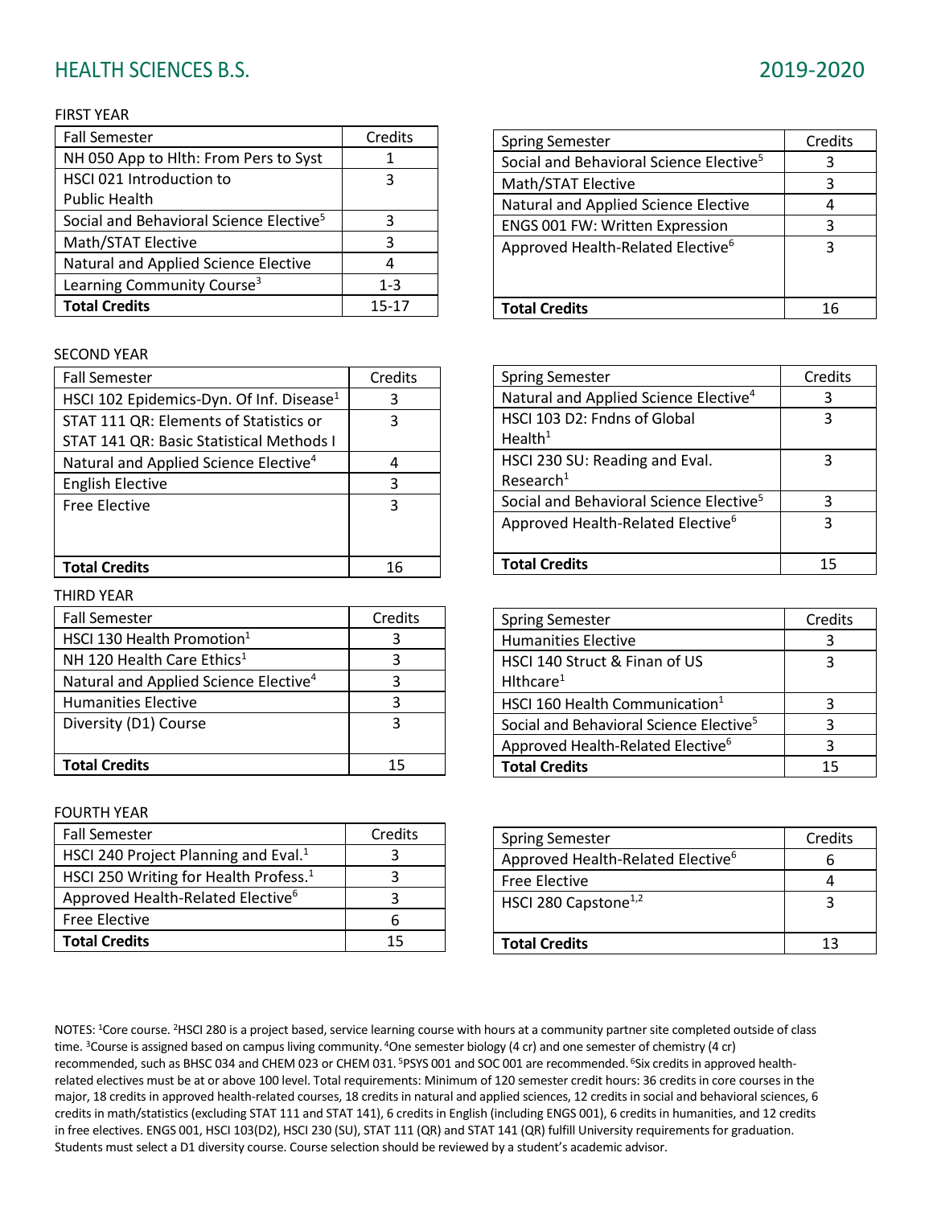# HEALTH SCIENCES B.S.

2019-2020

## FIRST YEAR

| Fall Semester | Credits |
|---|---|
| NH 050 App to Hlth: From Pers to Syst | 1 |
| HSCI 021 Introduction to Public Health | 3 |
| Social and Behavioral Science Elective[5] | 3 |
| Math/STAT Elective | 3 |
| Natural and Applied Science Elective | 4 |
| Learning Community Course[3] | 1-3 |
| **Total Credits** | 15-17 |

| Spring Semester | Credits |
|---|---|
| Social and Behavioral Science Elective[5] | 3 |
| Math/STAT Elective | 3 |
| Natural and Applied Science Elective | 4 |
| ENGS 001 FW: Written Expression | 3 |
| Approved Health-Related Elective[6] | 3 |
| **Total Credits** | 16 |

## SECOND YEAR

| Fall Semester | Credits |
|---|---|
| HSCI 102 Epidemics-Dyn. Of Inf. Disease[1] | 3 |
| STAT 111 QR: Elements of Statistics or STAT 141 QR: Basic Statistical Methods I | 3 |
| Natural and Applied Science Elective[4] | 4 |
| English Elective | 3 |
| Free Elective | 3 |
| **Total Credits** | 16 |

| Spring Semester | Credits |
|---|---|
| Natural and Applied Science Elective[4] | 3 |
| HSCI 103 D2: Fndns of Global Health[1] | 3 |
| HSCI 230 SU: Reading and Eval. Research[1] | 3 |
| Social and Behavioral Science Elective[5] | 3 |
| Approved Health-Related Elective[6] | 3 |
| **Total Credits** | 15 |

## THIRD YEAR

| Fall Semester | Credits |
|---|---|
| HSCI 130 Health Promotion[1] | 3 |
| NH 120 Health Care Ethics[1] | 3 |
| Natural and Applied Science Elective[4] | 3 |
| Humanities Elective | 3 |
| Diversity (D1) Course | 3 |
| **Total Credits** | 15 |

| Spring Semester | Credits |
|---|---|
| Humanities Elective | 3 |
| HSCI 140 Struct & Finan of US Hlthcare[1] | 3 |
| HSCI 160 Health Communication[1] | 3 |
| Social and Behavioral Science Elective[5] | 3 |
| Approved Health-Related Elective[6] | 3 |
| **Total Credits** | 15 |

## FOURTH YEAR

| Fall Semester | Credits |
|---|---|
| HSCI 240 Project Planning and Eval.[1] | 3 |
| HSCI 250 Writing for Health Profess.[1] | 3 |
| Approved Health-Related Elective[6] | 3 |
| Free Elective | 6 |
| **Total Credits** | 15 |

| Spring Semester | Credits |
|---|---|
| Approved Health-Related Elective[6] | 6 |
| Free Elective | 4 |
| HSCI 280 Capstone[1,2] | 3 |
| **Total Credits** | 13 |

NOTES: [1]Core course. [2]HSCI 280 is a project based, service learning course with hours at a community partner site completed outside of class time. [3]Course is assigned based on campus living community. [4]One semester biology (4 cr) and one semester of chemistry (4 cr) recommended, such as BHSC 034 and CHEM 023 or CHEM 031. [5]PSYS 001 and SOC 001 are recommended. [6]Six credits in approved health-related electives must be at or above 100 level. Total requirements: Minimum of 120 semester credit hours: 36 credits in core courses in the major, 18 credits in approved health-related courses, 18 credits in natural and applied sciences, 12 credits in social and behavioral sciences, 6 credits in math/statistics (excluding STAT 111 and STAT 141), 6 credits in English (including ENGS 001), 6 credits in humanities, and 12 credits in free electives. ENGS 001, HSCI 103(D2), HSCI 230 (SU), STAT 111 (QR) and STAT 141 (QR) fulfill University requirements for graduation. Students must select a D1 diversity course. Course selection should be reviewed by a student's academic advisor.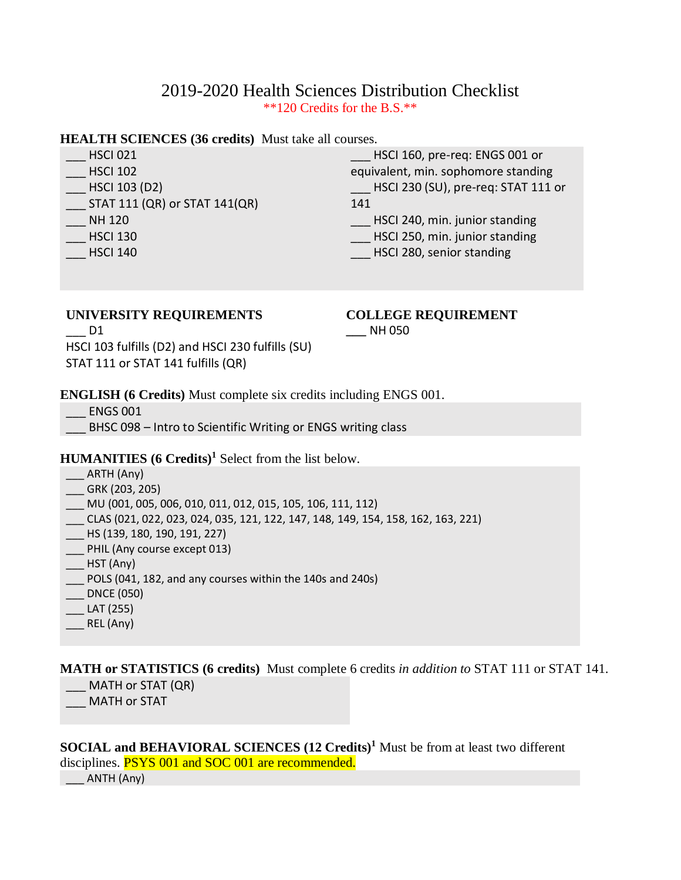# 2019-2020 Health Sciences Distribution Checklist

**120 Credits for the B.S.**

**HEALTH SCIENCES (36 credits)** Must take all courses.

___ HSCI 021
___ HSCI 102
___ HSCI 103 (D2)
___ STAT 111 (QR) or STAT 141(QR)
___ NH 120
___ HSCI 130
___ HSCI 140
___ HSCI 160, pre-req: ENGS 001 or equivalent, min. sophomore standing
___ HSCI 230 (SU), pre-req: STAT 111 or 141
___ HSCI 240, min. junior standing
___ HSCI 250, min. junior standing
___ HSCI 280, senior standing

**UNIVERSITY REQUIREMENTS**

___ D1
HSCI 103 fulfills (D2) and HSCI 230 fulfills (SU)
STAT 111 or STAT 141 fulfills (QR)

**COLLEGE REQUIREMENT**

___ NH 050

**ENGLISH (6 Credits)** Must complete six credits including ENGS 001.

___ ENGS 001
___ BHSC 098 – Intro to Scientific Writing or ENGS writing class

**HUMANITIES (6 Credits)**[1] Select from the list below.

___ ARTH (Any)
___ GRK (203, 205)
___ MU (001, 005, 006, 010, 011, 012, 015, 105, 106, 111, 112)
___ CLAS (021, 022, 023, 024, 035, 121, 122, 147, 148, 149, 154, 158, 162, 163, 221)
___ HS (139, 180, 190, 191, 227)
___ PHIL (Any course except 013)
___ HST (Any)
___ POLS (041, 182, and any courses within the 140s and 240s)
___ DNCE (050)
___ LAT (255)
___ REL (Any)

**MATH or STATISTICS (6 credits)** Must complete 6 credits *in addition to* STAT 111 or STAT 141.

___ MATH or STAT (QR)
___ MATH or STAT

**SOCIAL and BEHAVIORAL SCIENCES (12 Credits)**[1] Must be from at least two different disciplines. PSYS 001 and SOC 001 are recommended.

___ ANTH (Any)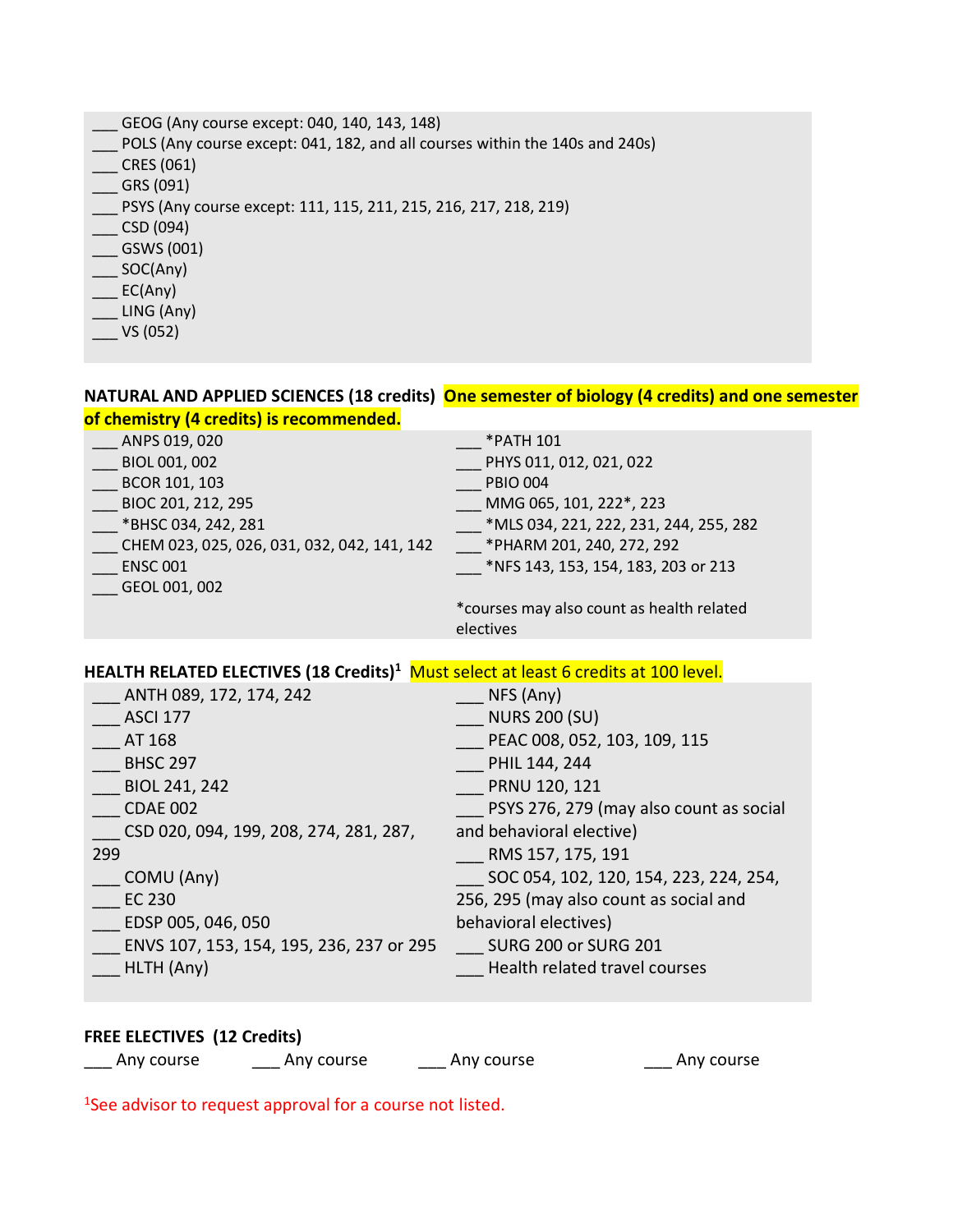___ GEOG (Any course except: 040, 140, 143, 148)
___ POLS (Any course except: 041, 182, and all courses within the 140s and 240s)
___ CRES (061)
___ GRS (091)
___ PSYS (Any course except: 111, 115, 211, 215, 216, 217, 218, 219)
___ CSD (094)
___ GSWS (001)
___ SOC(Any)
___ EC(Any)
___ LING (Any)
___ VS (052)

**NATURAL AND APPLIED SCIENCES (18 credits)** **One semester of biology (4 credits) and one semester of chemistry (4 credits) is recommended.**

___ ANPS 019, 020
___ BIOL 001, 002
___ BCOR 101, 103
___ BIOC 201, 212, 295
___ *BHSC 034, 242, 281
___ CHEM 023, 025, 026, 031, 032, 042, 141, 142
___ ENSC 001
___ GEOL 001, 002
___ *PATH 101
___ PHYS 011, 012, 021, 022
___ PBIO 004
___ MMG 065, 101, 222*, 223
___ *MLS 034, 221, 222, 231, 244, 255, 282
___ *PHARM 201, 240, 272, 292
___ *NFS 143, 153, 154, 183, 203 or 213

*courses may also count as health related electives

**HEALTH RELATED ELECTIVES (18 Credits)**[1] **Must select at least 6 credits at 100 level.**

___ ANTH 089, 172, 174, 242
___ ASCI 177
___ AT 168
___ BHSC 297
___ BIOL 241, 242
___ CDAE 002
___ CSD 020, 094, 199, 208, 274, 281, 287, 299
___ COMU (Any)
___ EC 230
___ EDSP 005, 046, 050
___ ENVS 107, 153, 154, 195, 236, 237 or 295
___ HLTH (Any)
___ NFS (Any)
___ NURS 200 (SU)
___ PEAC 008, 052, 103, 109, 115
___ PHIL 144, 244
___ PRNU 120, 121
___ PSYS 276, 279 (may also count as social and behavioral elective)
___ RMS 157, 175, 191
___ SOC 054, 102, 120, 154, 223, 224, 254, 256, 295 (may also count as social and behavioral electives)
___ SURG 200 or SURG 201
___ Health related travel courses

**FREE ELECTIVES (12 Credits)**

___ Any course ___ Any course ___ Any course ___ Any course

[1]See advisor to request approval for a course not listed.